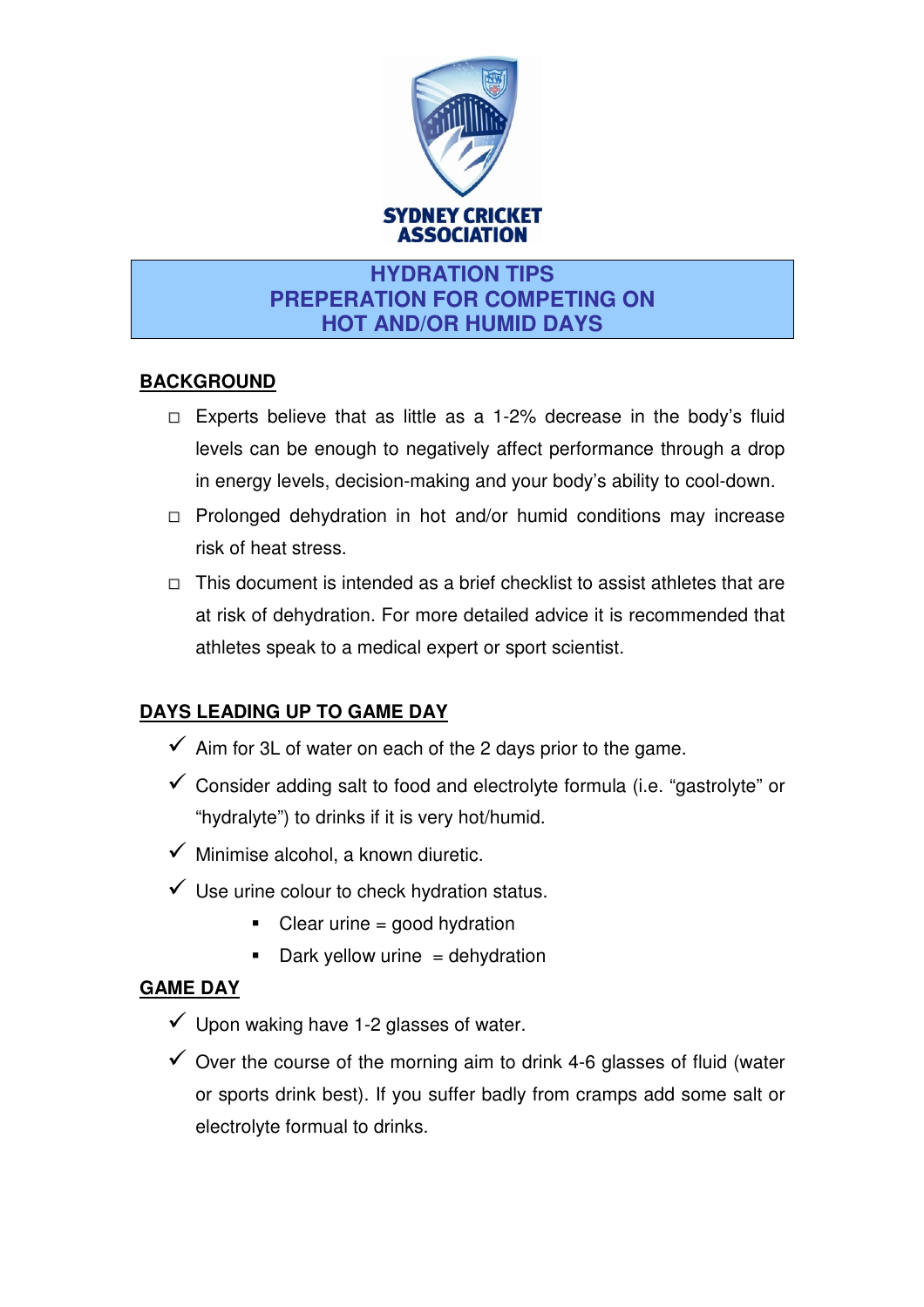SYDNEY CRICKET ASSOCIATION

# HYDRATION TIPS
# PREPERATION FOR COMPETING ON HOT AND/OR HUMID DAYS

## BACKGROUND

- Experts believe that as little as a 1-2% decrease in the body's fluid levels can be enough to negatively affect performance through a drop in energy levels, decision-making and your body's ability to cool-down.
- Prolonged dehydration in hot and/or humid conditions may increase risk of heat stress.
- This document is intended as a brief checklist to assist athletes that are at risk of dehydration. For more detailed advice it is recommended that athletes speak to a medical expert or sport scientist.

## DAYS LEADING UP TO GAME DAY

- ✓ Aim for 3L of water on each of the 2 days prior to the game.
- ✓ Consider adding salt to food and electrolyte formula (i.e. "gastrolyte" or "hydralyte") to drinks if it is very hot/humid.
- ✓ Minimise alcohol, a known diuretic.
- ✓ Use urine colour to check hydration status.
  - Clear urine = good hydration
  - Dark yellow urine = dehydration

## GAME DAY

- ✓ Upon waking have 1-2 glasses of water.
- ✓ Over the course of the morning aim to drink 4-6 glasses of fluid (water or sports drink best). If you suffer badly from cramps add some salt or electrolyte formual to drinks.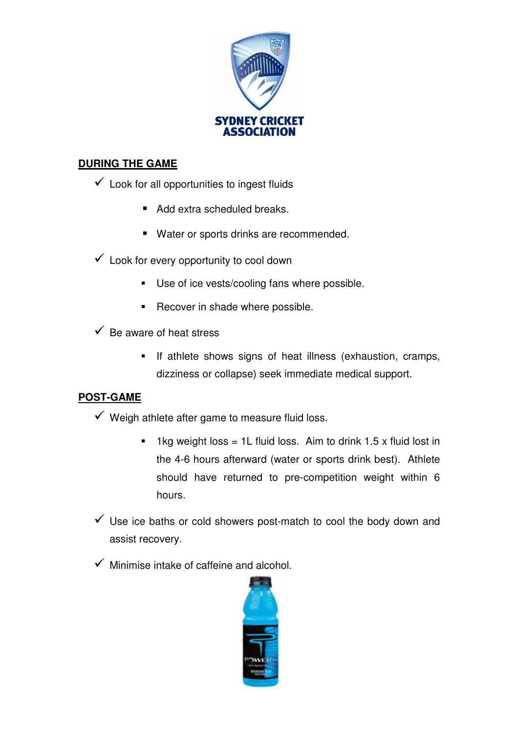SYDNEY CRICKET ASSOCIATION

## DURING THE GAME

- ✓ Look for all opportunities to ingest fluids
  - Add extra scheduled breaks.
  - Water or sports drinks are recommended.
- ✓ Look for every opportunity to cool down
  - Use of ice vests/cooling fans where possible.
  - Recover in shade where possible.
- ✓ Be aware of heat stress
  - If athlete shows signs of heat illness (exhaustion, cramps, dizziness or collapse) seek immediate medical support.

## POST-GAME

- ✓ Weigh athlete after game to measure fluid loss.
  - 1kg weight loss = 1L fluid loss. Aim to drink 1.5 x fluid lost in the 4-6 hours afterward (water or sports drink best). Athlete should have returned to pre-competition weight within 6 hours.
- ✓ Use ice baths or cold showers post-match to cool the body down and assist recovery.
- ✓ Minimise intake of caffeine and alcohol.